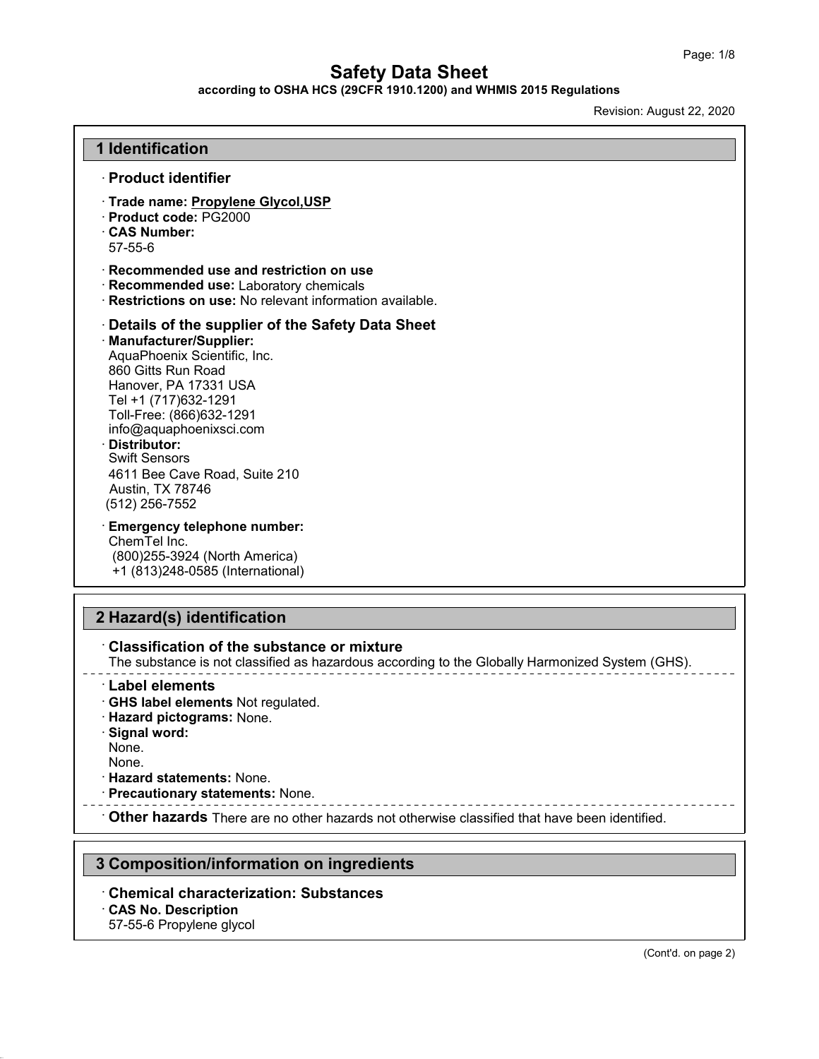# Safety Data Sheet

**according to OSHA HCS (29CFR 1910.1200) and WHMIS 2015 Regulations**

Revision: August 22, 2020

## 1 Identification

· **Product identifier**

· **Trade name: Propylene Glycol,USP**
· **Product code:** PG2000
· **CAS Number:**
57-55-6

· **Recommended use and restriction on use**
· **Recommended use:** Laboratory chemicals
· **Restrictions on use:** No relevant information available.

· **Details of the supplier of the Safety Data Sheet**
· **Manufacturer/Supplier:**
AquaPhoenix Scientific, Inc.
860 Gitts Run Road
Hanover, PA 17331 USA
Tel +1 (717)632-1291
Toll-Free: (866)632-1291
info@aquaphoenixsci.com
· **Distributor:**
Swift Sensors
4611 Bee Cave Road, Suite 210
Austin, TX 78746
(512) 256-7552

· **Emergency telephone number:**
ChemTel Inc.
(800)255-3924 (North America)
+1 (813)248-0585 (International)

## 2 Hazard(s) identification

· **Classification of the substance or mixture**
The substance is not classified as hazardous according to the Globally Harmonized System (GHS).

· **Label elements**
· **GHS label elements** Not regulated.
· **Hazard pictograms:** None.
· **Signal word:**
None.
None.
· **Hazard statements:** None.
· **Precautionary statements:** None.

· **Other hazards** There are no other hazards not otherwise classified that have been identified.

## 3 Composition/information on ingredients

· **Chemical characterization: Substances**
· **CAS No. Description**
57-55-6 Propylene glycol

(Cont'd. on page 2)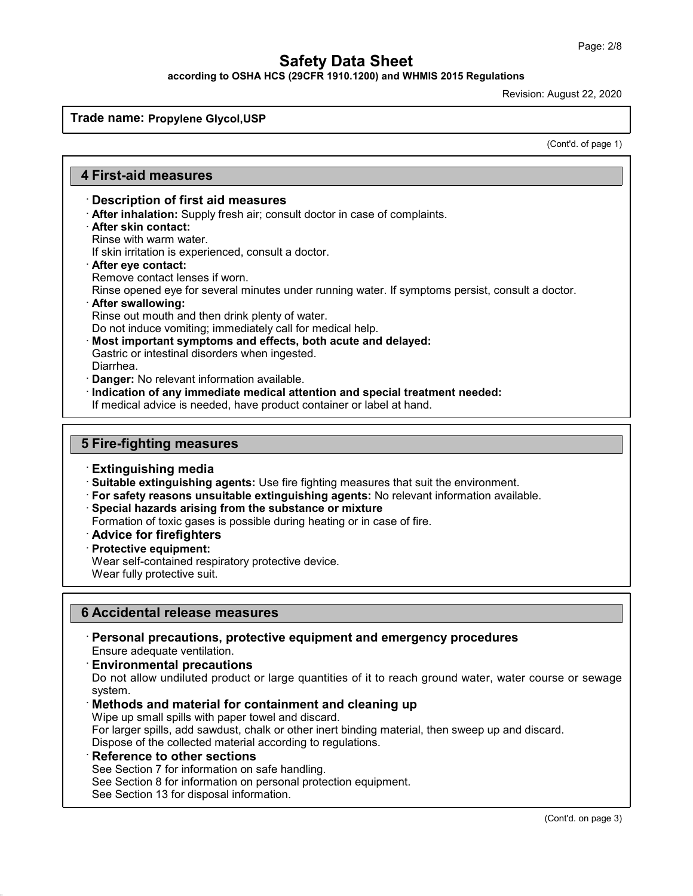**Trade name: Propylene Glycol,USP**

(Cont'd. of page 1)

## 4 First-aid measures

- **Description of first aid measures**
- **After inhalation:** Supply fresh air; consult doctor in case of complaints.
- **After skin contact:**
  Rinse with warm water.
  If skin irritation is experienced, consult a doctor.
- **After eye contact:**
  Remove contact lenses if worn.
  Rinse opened eye for several minutes under running water. If symptoms persist, consult a doctor.
- **After swallowing:**
  Rinse out mouth and then drink plenty of water.
  Do not induce vomiting; immediately call for medical help.
- **Most important symptoms and effects, both acute and delayed:**
  Gastric or intestinal disorders when ingested.
  Diarrhea.
- **Danger:** No relevant information available.
- **Indication of any immediate medical attention and special treatment needed:**
  If medical advice is needed, have product container or label at hand.

## 5 Fire-fighting measures

- **Extinguishing media**
- **Suitable extinguishing agents:** Use fire fighting measures that suit the environment.
- **For safety reasons unsuitable extinguishing agents:** No relevant information available.
- **Special hazards arising from the substance or mixture**
  Formation of toxic gases is possible during heating or in case of fire.
- **Advice for firefighters**
- **Protective equipment:**
  Wear self-contained respiratory protective device.
  Wear fully protective suit.

## 6 Accidental release measures

- **Personal precautions, protective equipment and emergency procedures**
  Ensure adequate ventilation.
- **Environmental precautions**
  Do not allow undiluted product or large quantities of it to reach ground water, water course or sewage system.
- **Methods and material for containment and cleaning up**
  Wipe up small spills with paper towel and discard.
  For larger spills, add sawdust, chalk or other inert binding material, then sweep up and discard.
  Dispose of the collected material according to regulations.
- **Reference to other sections**
  See Section 7 for information on safe handling.
  See Section 8 for information on personal protection equipment.
  See Section 13 for disposal information.

(Cont'd. on page 3)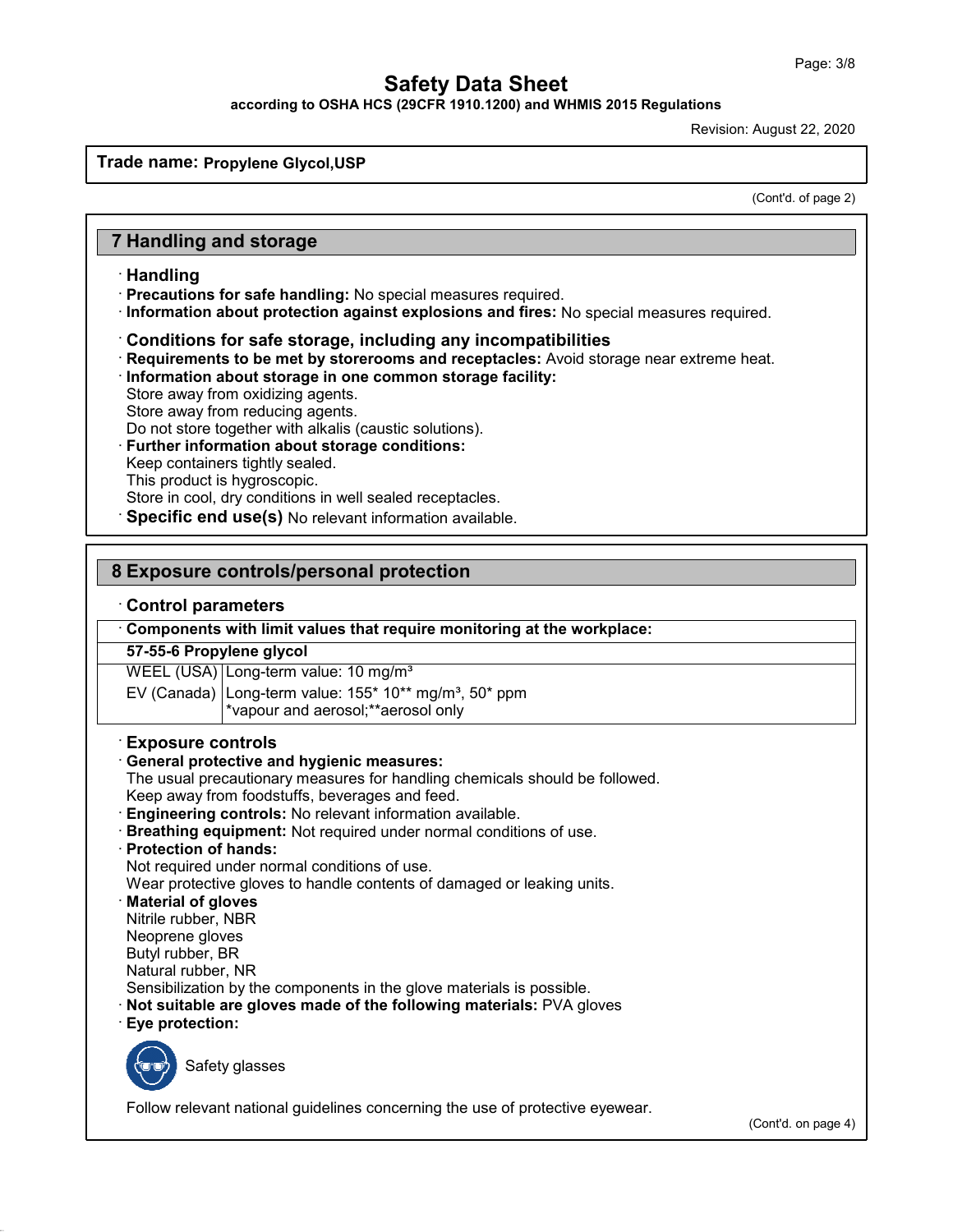# Safety Data Sheet

**according to OSHA HCS (29CFR 1910.1200) and WHMIS 2015 Regulations**

Revision: August 22, 2020

**Trade name: Propylene Glycol,USP**

(Cont'd. of page 2)

## 7 Handling and storage

### · Handling

· **Precautions for safe handling:** No special measures required.
· **Information about protection against explosions and fires:** No special measures required.

### · Conditions for safe storage, including any incompatibilities

· **Requirements to be met by storerooms and receptacles:** Avoid storage near extreme heat.
· **Information about storage in one common storage facility:**
Store away from oxidizing agents.
Store away from reducing agents.
Do not store together with alkalis (caustic solutions).
· **Further information about storage conditions:**
Keep containers tightly sealed.
This product is hygroscopic.
Store in cool, dry conditions in well sealed receptacles.

· **Specific end use(s)** No relevant information available.

## 8 Exposure controls/personal protection

### · Control parameters

| · Components with limit values that require monitoring at the workplace: | |
|---|---|
| **57-55-6 Propylene glycol** | |
| WEEL (USA) | Long-term value: 10 mg/m³ |
| EV (Canada) | Long-term value: 155* 10** mg/m³, 50* ppm<br>*vapour and aerosol;**aerosol only |

### · Exposure controls

· **General protective and hygienic measures:**
The usual precautionary measures for handling chemicals should be followed.
Keep away from foodstuffs, beverages and feed.
· **Engineering controls:** No relevant information available.
· **Breathing equipment:** Not required under normal conditions of use.
· **Protection of hands:**
Not required under normal conditions of use.
Wear protective gloves to handle contents of damaged or leaking units.
· **Material of gloves**
Nitrile rubber, NBR
Neoprene gloves
Butyl rubber, BR
Natural rubber, NR
Sensibilization by the components in the glove materials is possible.
· **Not suitable are gloves made of the following materials:** PVA gloves
· **Eye protection:**

Safety glasses

Follow relevant national guidelines concerning the use of protective eyewear.

(Cont'd. on page 4)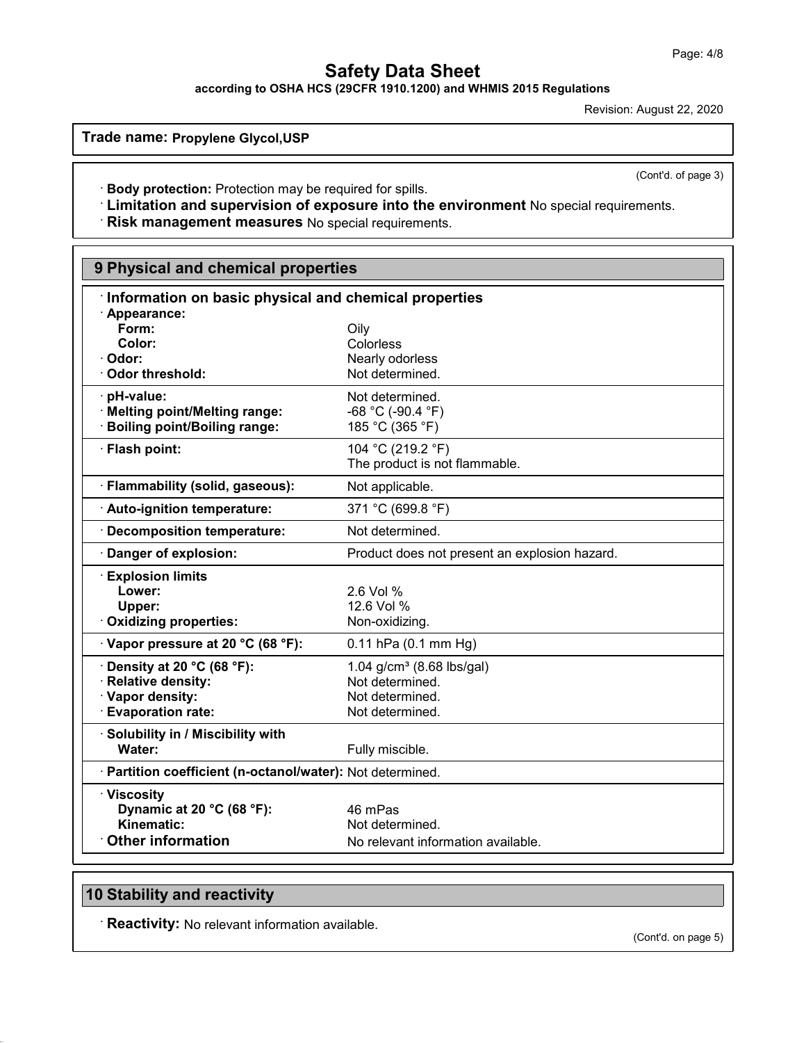**Trade name: Propylene Glycol,USP**

(Cont'd. of page 3)

· **Body protection:** Protection may be required for spills.
· **Limitation and supervision of exposure into the environment** No special requirements.
· **Risk management measures** No special requirements.

## 9 Physical and chemical properties

| · **Information on basic physical and chemical properties** | |
|---|---|
| · **Appearance:** | |
| **Form:** | Oily |
| **Color:** | Colorless |
| · **Odor:** | Nearly odorless |
| · **Odor threshold:** | Not determined. |
| · **pH-value:** | Not determined. |
| · **Melting point/Melting range:** | -68 °C (-90.4 °F) |
| · **Boiling point/Boiling range:** | 185 °C (365 °F) |
| · **Flash point:** | 104 °C (219.2 °F)<br>The product is not flammable. |
| · **Flammability (solid, gaseous):** | Not applicable. |
| · **Auto-ignition temperature:** | 371 °C (699.8 °F) |
| · **Decomposition temperature:** | Not determined. |
| · **Danger of explosion:** | Product does not present an explosion hazard. |
| · **Explosion limits** | |
| **Lower:** | 2.6 Vol % |
| **Upper:** | 12.6 Vol % |
| · **Oxidizing properties:** | Non-oxidizing. |
| · **Vapor pressure at 20 °C (68 °F):** | 0.11 hPa (0.1 mm Hg) |
| · **Density at 20 °C (68 °F):** | 1.04 g/cm³ (8.68 lbs/gal) |
| · **Relative density:** | Not determined. |
| · **Vapor density:** | Not determined. |
| · **Evaporation rate:** | Not determined. |
| · **Solubility in / Miscibility with** | |
| **Water:** | Fully miscible. |
| · **Partition coefficient (n-octanol/water):** | Not determined. |
| · **Viscosity** | |
| **Dynamic at 20 °C (68 °F):** | 46 mPas |
| **Kinematic:** | Not determined. |
| · **Other information** | No relevant information available. |

## 10 Stability and reactivity

· **Reactivity:** No relevant information available.

(Cont'd. on page 5)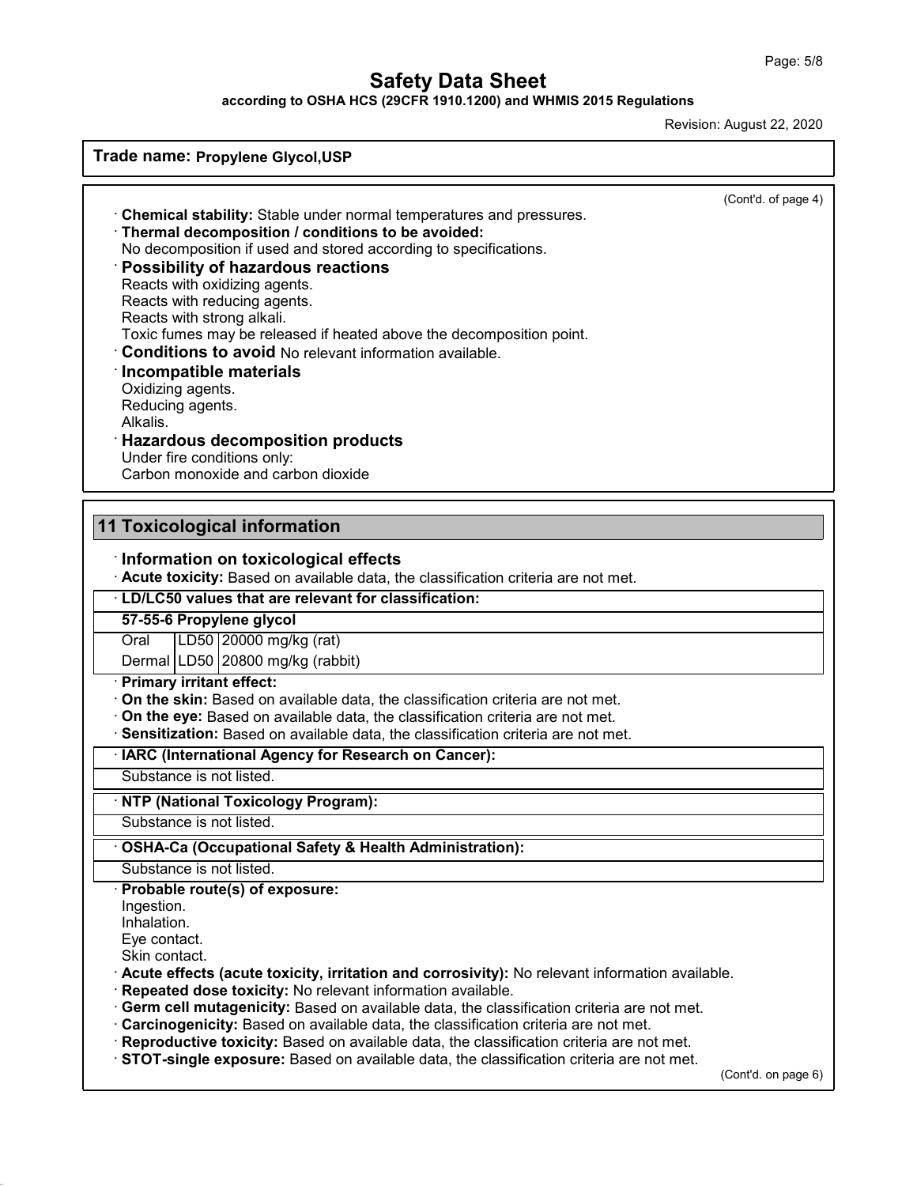**Trade name: Propylene Glycol,USP**

(Cont'd. of page 4)

· **Chemical stability:** Stable under normal temperatures and pressures.
· **Thermal decomposition / conditions to be avoided:**
No decomposition if used and stored according to specifications.

· **Possibility of hazardous reactions**
Reacts with oxidizing agents.
Reacts with reducing agents.
Reacts with strong alkali.
Toxic fumes may be released if heated above the decomposition point.

· **Conditions to avoid** No relevant information available.

· **Incompatible materials**
Oxidizing agents.
Reducing agents.
Alkalis.

· **Hazardous decomposition products**
Under fire conditions only:
Carbon monoxide and carbon dioxide

## 11 Toxicological information

· **Information on toxicological effects**
· **Acute toxicity:** Based on available data, the classification criteria are not met.

· **LD/LC50 values that are relevant for classification:**

| **57-55-6 Propylene glycol** | | |
|---|---|---|
| Oral | LD50 | 20000 mg/kg (rat) |
| Dermal | LD50 | 20800 mg/kg (rabbit) |

· **Primary irritant effect:**
· **On the skin:** Based on available data, the classification criteria are not met.
· **On the eye:** Based on available data, the classification criteria are not met.
· **Sensitization:** Based on available data, the classification criteria are not met.

· **IARC (International Agency for Research on Cancer):**

Substance is not listed.

· **NTP (National Toxicology Program):**

Substance is not listed.

· **OSHA-Ca (Occupational Safety & Health Administration):**

Substance is not listed.

· **Probable route(s) of exposure:**
Ingestion.
Inhalation.
Eye contact.
Skin contact.

· **Acute effects (acute toxicity, irritation and corrosivity):** No relevant information available.
· **Repeated dose toxicity:** No relevant information available.
· **Germ cell mutagenicity:** Based on available data, the classification criteria are not met.
· **Carcinogenicity:** Based on available data, the classification criteria are not met.
· **Reproductive toxicity:** Based on available data, the classification criteria are not met.
· **STOT-single exposure:** Based on available data, the classification criteria are not met.

(Cont'd. on page 6)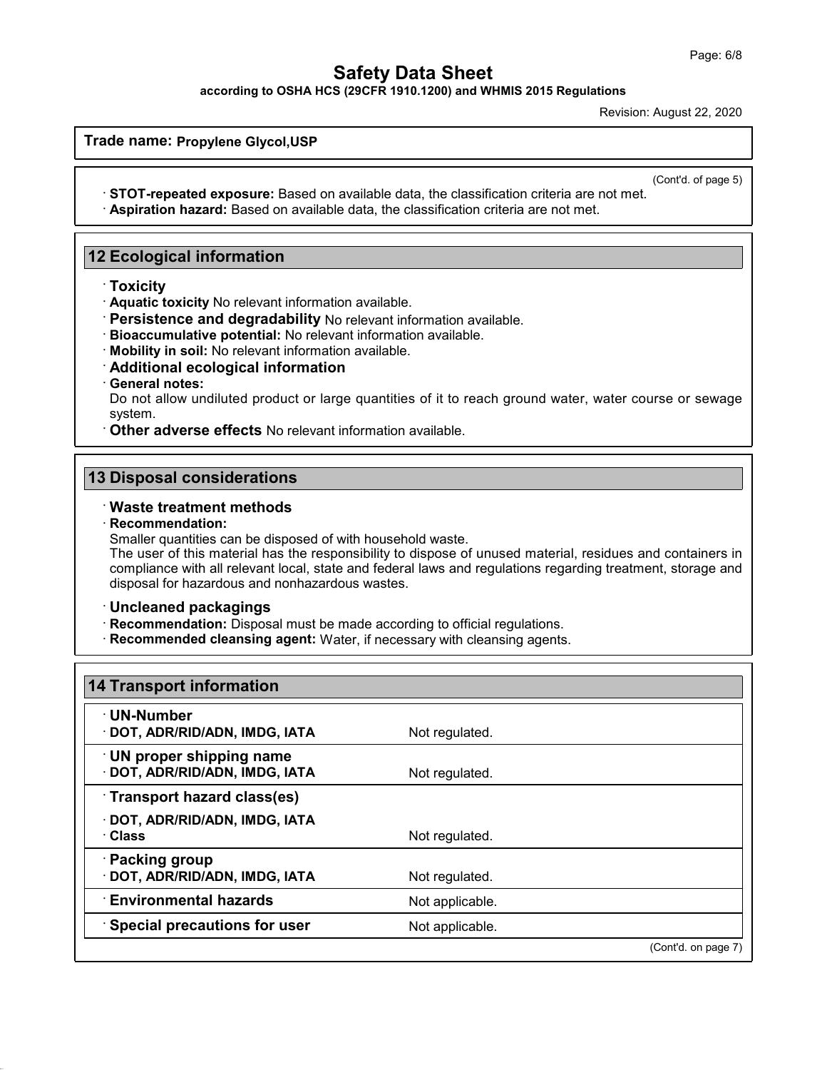**Trade name: Propylene Glycol,USP**

(Cont'd. of page 5)

· **STOT-repeated exposure:** Based on available data, the classification criteria are not met.
· **Aspiration hazard:** Based on available data, the classification criteria are not met.

## 12 Ecological information

· **Toxicity**
· **Aquatic toxicity** No relevant information available.
· **Persistence and degradability** No relevant information available.
· **Bioaccumulative potential:** No relevant information available.
· **Mobility in soil:** No relevant information available.
· **Additional ecological information**
· **General notes:**
Do not allow undiluted product or large quantities of it to reach ground water, water course or sewage system.
· **Other adverse effects** No relevant information available.

## 13 Disposal considerations

· **Waste treatment methods**
· **Recommendation:**
Smaller quantities can be disposed of with household waste.
The user of this material has the responsibility to dispose of unused material, residues and containers in compliance with all relevant local, state and federal laws and regulations regarding treatment, storage and disposal for hazardous and nonhazardous wastes.

· **Uncleaned packagings**
· **Recommendation:** Disposal must be made according to official regulations.
· **Recommended cleansing agent:** Water, if necessary with cleansing agents.

## 14 Transport information

| | |
|---|---|
| · **UN-Number**<br>· **DOT, ADR/RID/ADN, IMDG, IATA** | Not regulated. |
| · **UN proper shipping name**<br>· **DOT, ADR/RID/ADN, IMDG, IATA** | Not regulated. |
| · **Transport hazard class(es)**<br>· **DOT, ADR/RID/ADN, IMDG, IATA**<br>· **Class** | Not regulated. |
| · **Packing group**<br>· **DOT, ADR/RID/ADN, IMDG, IATA** | Not regulated. |
| · **Environmental hazards** | Not applicable. |
| · **Special precautions for user** | Not applicable. |

(Cont'd. on page 7)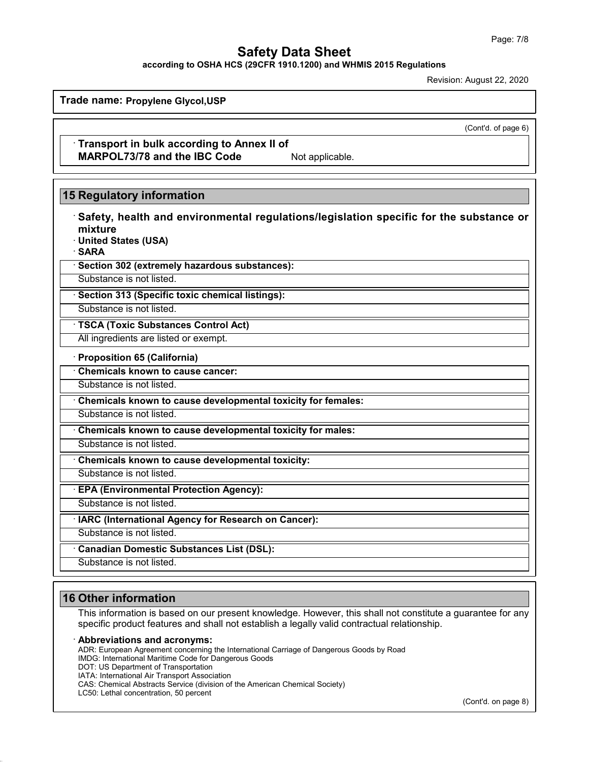(Cont'd. of page 6)

· **Transport in bulk according to Annex II of MARPOL73/78 and the IBC Code** Not applicable.

## 15 Regulatory information

· **Safety, health and environmental regulations/legislation specific for the substance or mixture**

· **United States (USA)**

· **SARA**

· **Section 302 (extremely hazardous substances):**

Substance is not listed.

· **Section 313 (Specific toxic chemical listings):**

Substance is not listed.

· **TSCA (Toxic Substances Control Act)**

All ingredients are listed or exempt.

· **Proposition 65 (California)**

· **Chemicals known to cause cancer:**

Substance is not listed.

· **Chemicals known to cause developmental toxicity for females:**

Substance is not listed.

· **Chemicals known to cause developmental toxicity for males:**

Substance is not listed.

· **Chemicals known to cause developmental toxicity:**

Substance is not listed.

· **EPA (Environmental Protection Agency):**

Substance is not listed.

· **IARC (International Agency for Research on Cancer):**

Substance is not listed.

· **Canadian Domestic Substances List (DSL):**

Substance is not listed.

## 16 Other information

This information is based on our present knowledge. However, this shall not constitute a guarantee for any specific product features and shall not establish a legally valid contractual relationship.

· **Abbreviations and acronyms:**

ADR: European Agreement concerning the International Carriage of Dangerous Goods by Road
IMDG: International Maritime Code for Dangerous Goods
DOT: US Department of Transportation
IATA: International Air Transport Association
CAS: Chemical Abstracts Service (division of the American Chemical Society)
LC50: Lethal concentration, 50 percent

(Cont'd. on page 8)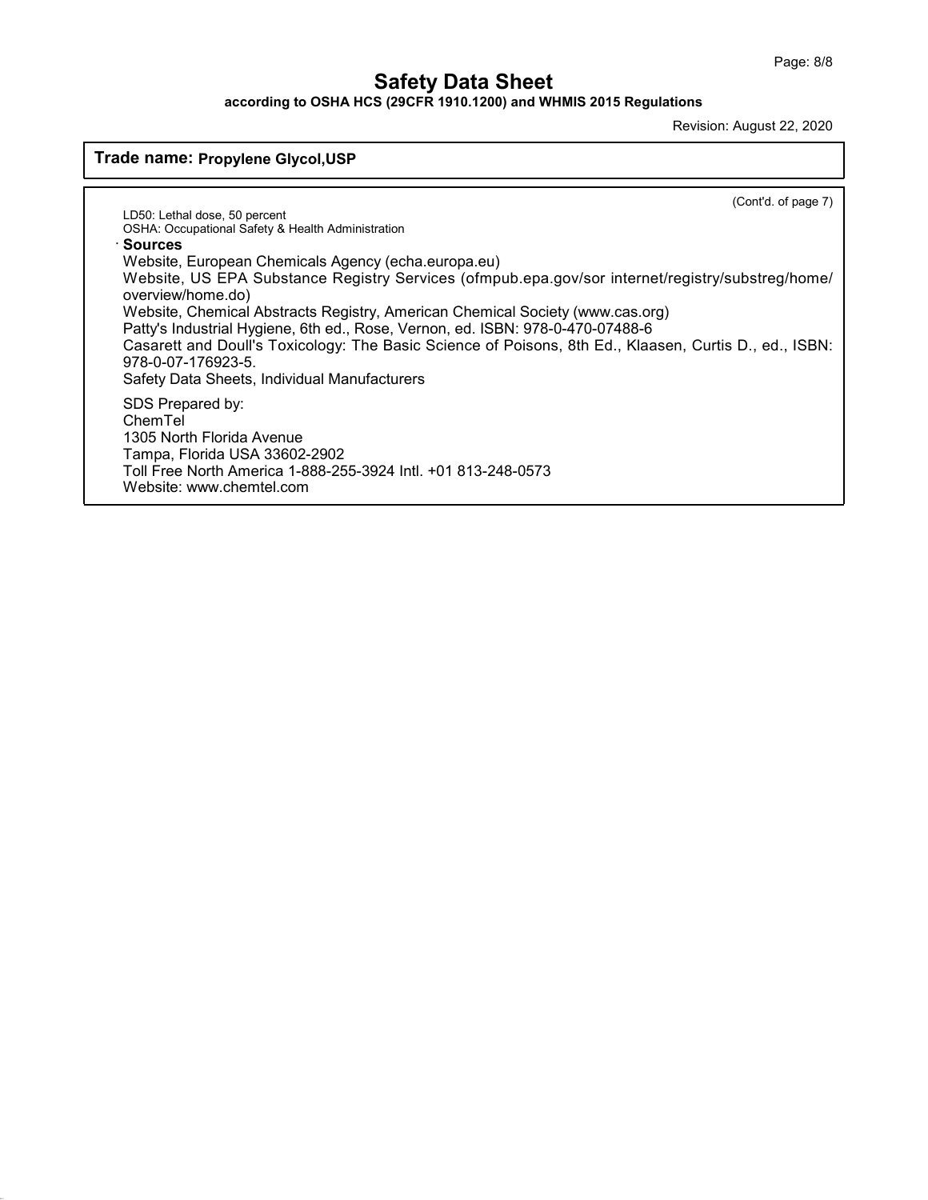# Safety Data Sheet

**according to OSHA HCS (29CFR 1910.1200) and WHMIS 2015 Regulations**

Revision: August 22, 2020

**Trade name: Propylene Glycol,USP**

(Cont'd. of page 7)

LD50: Lethal dose, 50 percent
OSHA: Occupational Safety & Health Administration

· **Sources**

Website, European Chemicals Agency (echa.europa.eu)
Website, US EPA Substance Registry Services (ofmpub.epa.gov/sor internet/registry/substreg/home/overview/home.do)
Website, Chemical Abstracts Registry, American Chemical Society (www.cas.org)
Patty's Industrial Hygiene, 6th ed., Rose, Vernon, ed. ISBN: 978-0-470-07488-6
Casarett and Doull's Toxicology: The Basic Science of Poisons, 8th Ed., Klaasen, Curtis D., ed., ISBN: 978-0-07-176923-5.
Safety Data Sheets, Individual Manufacturers

SDS Prepared by:
ChemTel
1305 North Florida Avenue
Tampa, Florida USA 33602-2902
Toll Free North America 1-888-255-3924 Intl. +01 813-248-0573
Website: www.chemtel.com